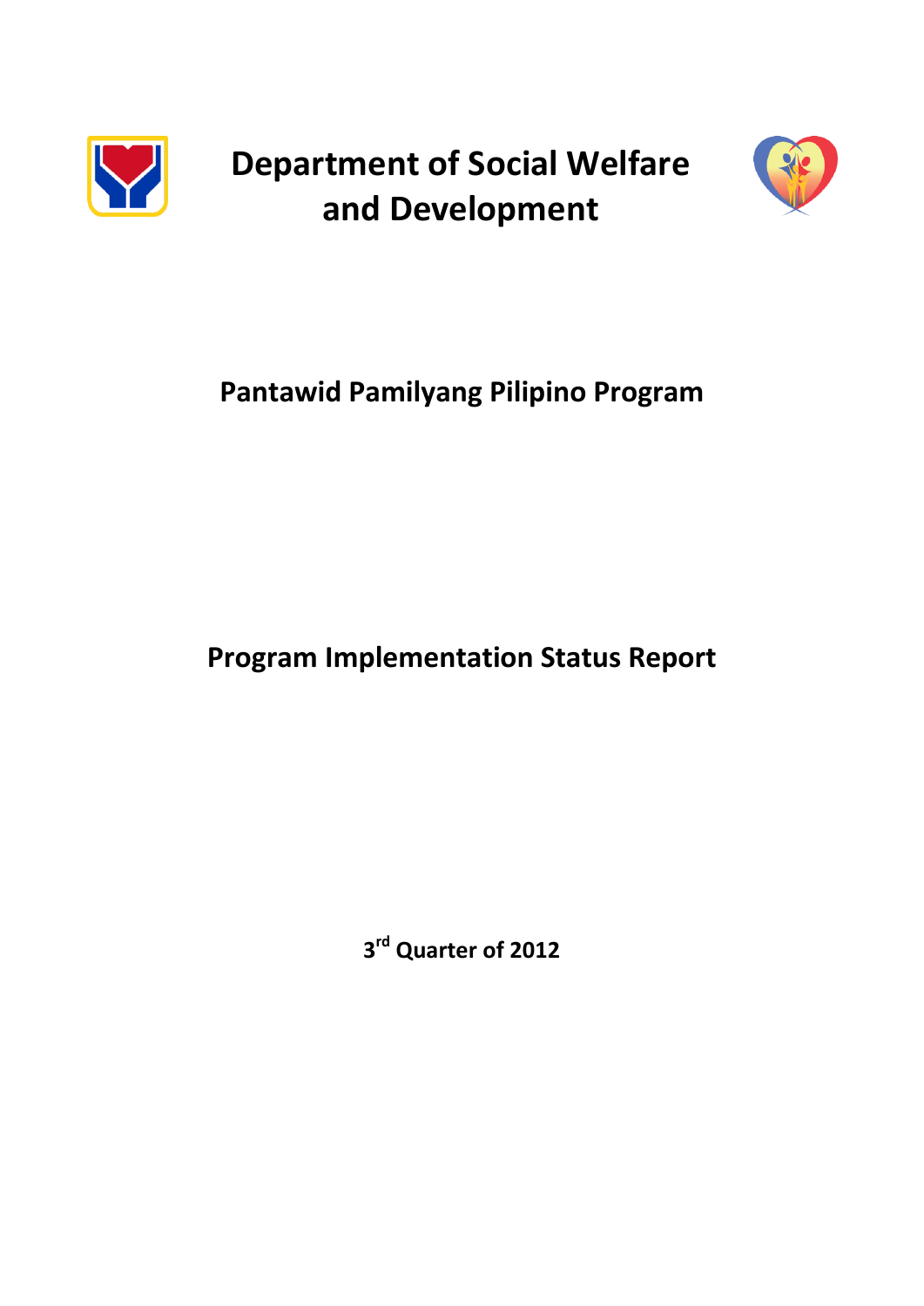# Department of Social Welfare and Development

## Pantawid Pamilyang Pilipino Program

## Program Implementation Status Report

**3rd Quarter of 2012**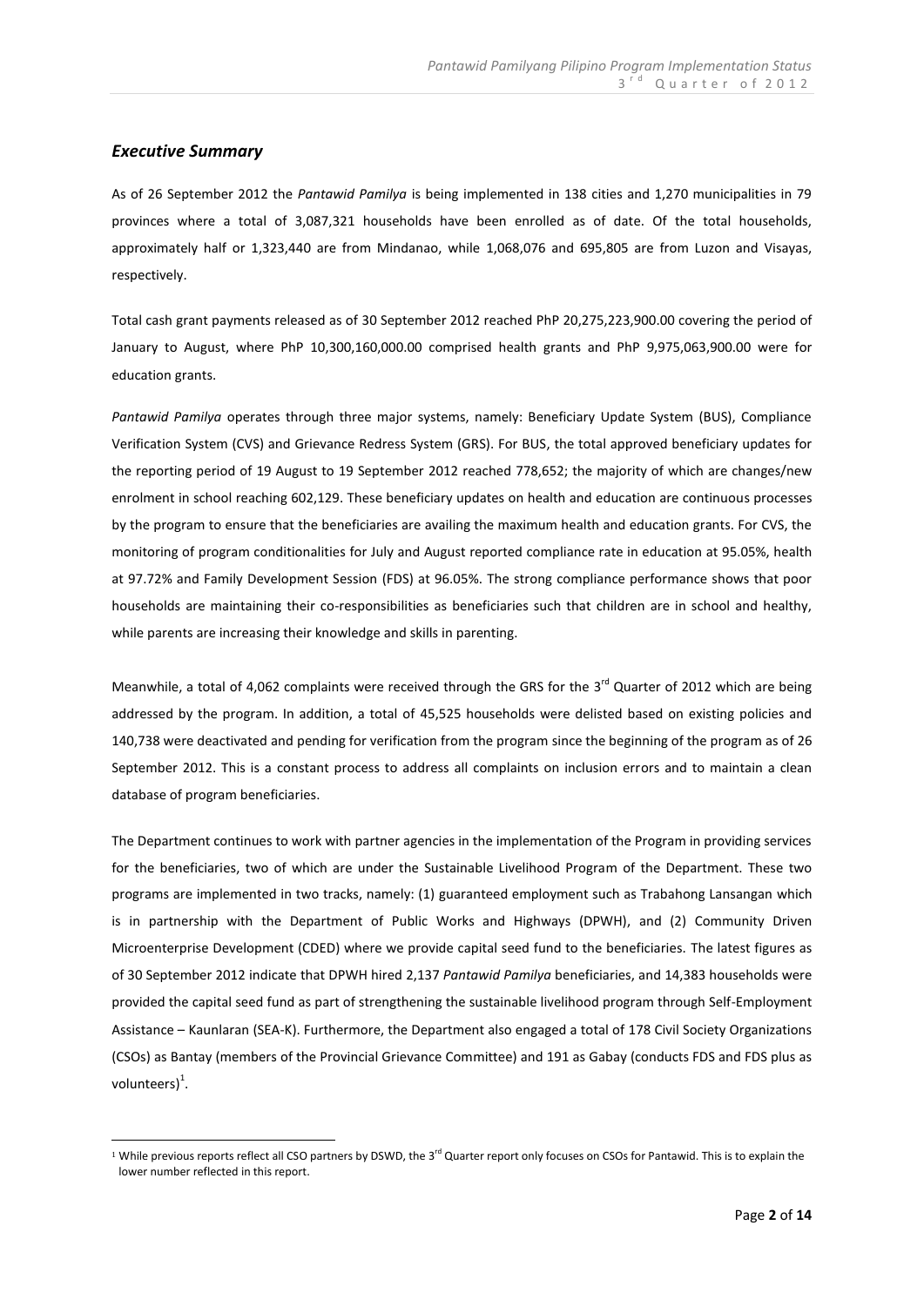## *Executive Summary*

As of 26 September 2012 the *Pantawid Pamilya* is being implemented in 138 cities and 1,270 municipalities in 79 provinces where a total of 3,087,321 households have been enrolled as of date. Of the total households, approximately half or 1,323,440 are from Mindanao, while 1,068,076 and 695,805 are from Luzon and Visayas, respectively.

Total cash grant payments released as of 30 September 2012 reached PhP 20,275,223,900.00 covering the period of January to August, where PhP 10,300,160,000.00 comprised health grants and PhP 9,975,063,900.00 were for education grants.

*Pantawid Pamilya* operates through three major systems, namely: Beneficiary Update System (BUS), Compliance Verification System (CVS) and Grievance Redress System (GRS). For BUS, the total approved beneficiary updates for the reporting period of 19 August to 19 September 2012 reached 778,652; the majority of which are changes/new enrolment in school reaching 602,129. These beneficiary updates on health and education are continuous processes by the program to ensure that the beneficiaries are availing the maximum health and education grants. For CVS, the monitoring of program conditionalities for July and August reported compliance rate in education at 95.05%, health at 97.72% and Family Development Session (FDS) at 96.05%. The strong compliance performance shows that poor households are maintaining their co-responsibilities as beneficiaries such that children are in school and healthy, while parents are increasing their knowledge and skills in parenting.

Meanwhile, a total of 4,062 complaints were received through the GRS for the 3rd Quarter of 2012 which are being addressed by the program. In addition, a total of 45,525 households were delisted based on existing policies and 140,738 were deactivated and pending for verification from the program since the beginning of the program as of 26 September 2012. This is a constant process to address all complaints on inclusion errors and to maintain a clean database of program beneficiaries.

The Department continues to work with partner agencies in the implementation of the Program in providing services for the beneficiaries, two of which are under the Sustainable Livelihood Program of the Department. These two programs are implemented in two tracks, namely: (1) guaranteed employment such as Trabahong Lansangan which is in partnership with the Department of Public Works and Highways (DPWH), and (2) Community Driven Microenterprise Development (CDED) where we provide capital seed fund to the beneficiaries. The latest figures as of 30 September 2012 indicate that DPWH hired 2,137 *Pantawid Pamilya* beneficiaries, and 14,383 households were provided the capital seed fund as part of strengthening the sustainable livelihood program through Self-Employment Assistance – Kaunlaran (SEA-K). Furthermore, the Department also engaged a total of 178 Civil Society Organizations (CSOs) as Bantay (members of the Provincial Grievance Committee) and 191 as Gabay (conducts FDS and FDS plus as volunteers)[1].

---

[1] While previous reports reflect all CSO partners by DSWD, the 3rd Quarter report only focuses on CSOs for Pantawid. This is to explain the lower number reflected in this report.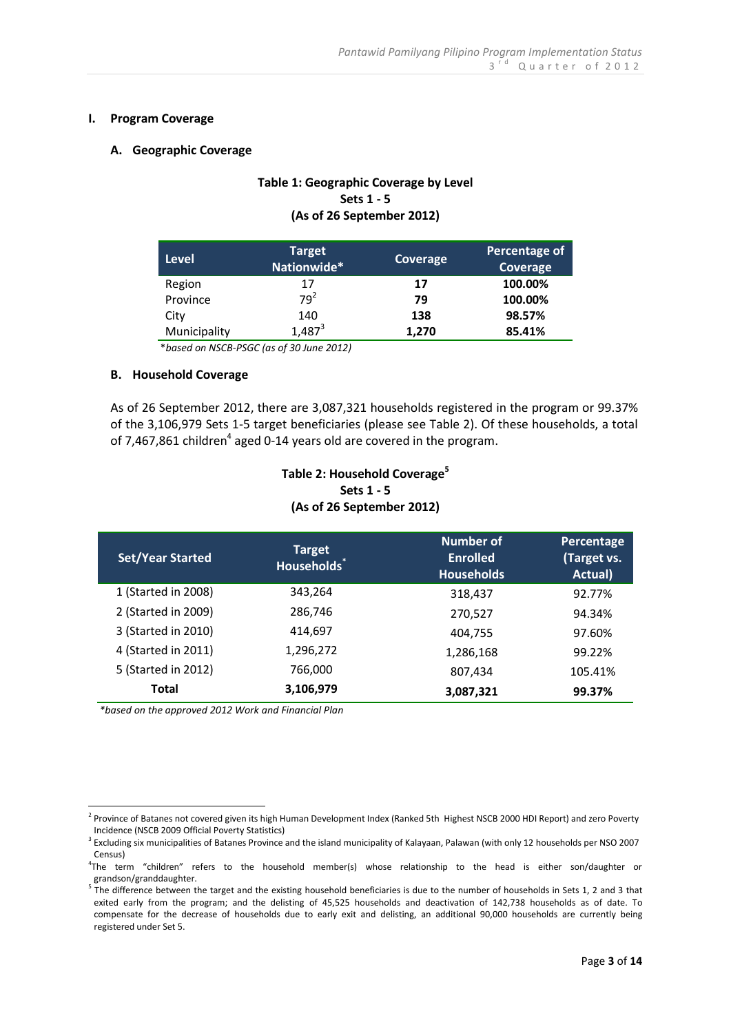## I. Program Coverage

### A. Geographic Coverage

**Table 1: Geographic Coverage by Level**
**Sets 1 - 5**
**(As of 26 September 2012)**

| Level | Target Nationwide* | Coverage | Percentage of Coverage |
|---|---|---|---|
| Region | 17 | **17** | **100.00%** |
| Province | 79[2] | **79** | **100.00%** |
| City | 140 | **138** | **98.57%** |
| Municipality | 1,487[3] | **1,270** | **85.41%** |

*\*based on NSCB-PSGC (as of 30 June 2012)*

### B. Household Coverage

As of 26 September 2012, there are 3,087,321 households registered in the program or 99.37% of the 3,106,979 Sets 1-5 target beneficiaries (please see Table 2). Of these households, a total of 7,467,861 children[4] aged 0-14 years old are covered in the program.

**Table 2: Household Coverage[5]**
**Sets 1 - 5**
**(As of 26 September 2012)**

| Set/Year Started | Target Households* | Number of Enrolled Households | Percentage (Target vs. Actual) |
|---|---|---|---|
| 1 (Started in 2008) | 343,264 | 318,437 | 92.77% |
| 2 (Started in 2009) | 286,746 | 270,527 | 94.34% |
| 3 (Started in 2010) | 414,697 | 404,755 | 97.60% |
| 4 (Started in 2011) | 1,296,272 | 1,286,168 | 99.22% |
| 5 (Started in 2012) | 766,000 | 807,434 | 105.41% |
| **Total** | **3,106,979** | **3,087,321** | **99.37%** |

*\*based on the approved 2012 Work and Financial Plan*

---

[2] Province of Batanes not covered given its high Human Development Index (Ranked 5th Highest NSCB 2000 HDI Report) and zero Poverty Incidence (NSCB 2009 Official Poverty Statistics)

[3] Excluding six municipalities of Batanes Province and the island municipality of Kalayaan, Palawan (with only 12 households per NSO 2007 Census)

[4] The term "children" refers to the household member(s) whose relationship to the head is either son/daughter or grandson/granddaughter.

[5] The difference between the target and the existing household beneficiaries is due to the number of households in Sets 1, 2 and 3 that exited early from the program; and the delisting of 45,525 households and deactivation of 142,738 households as of date. To compensate for the decrease of households due to early exit and delisting, an additional 90,000 households are currently being registered under Set 5.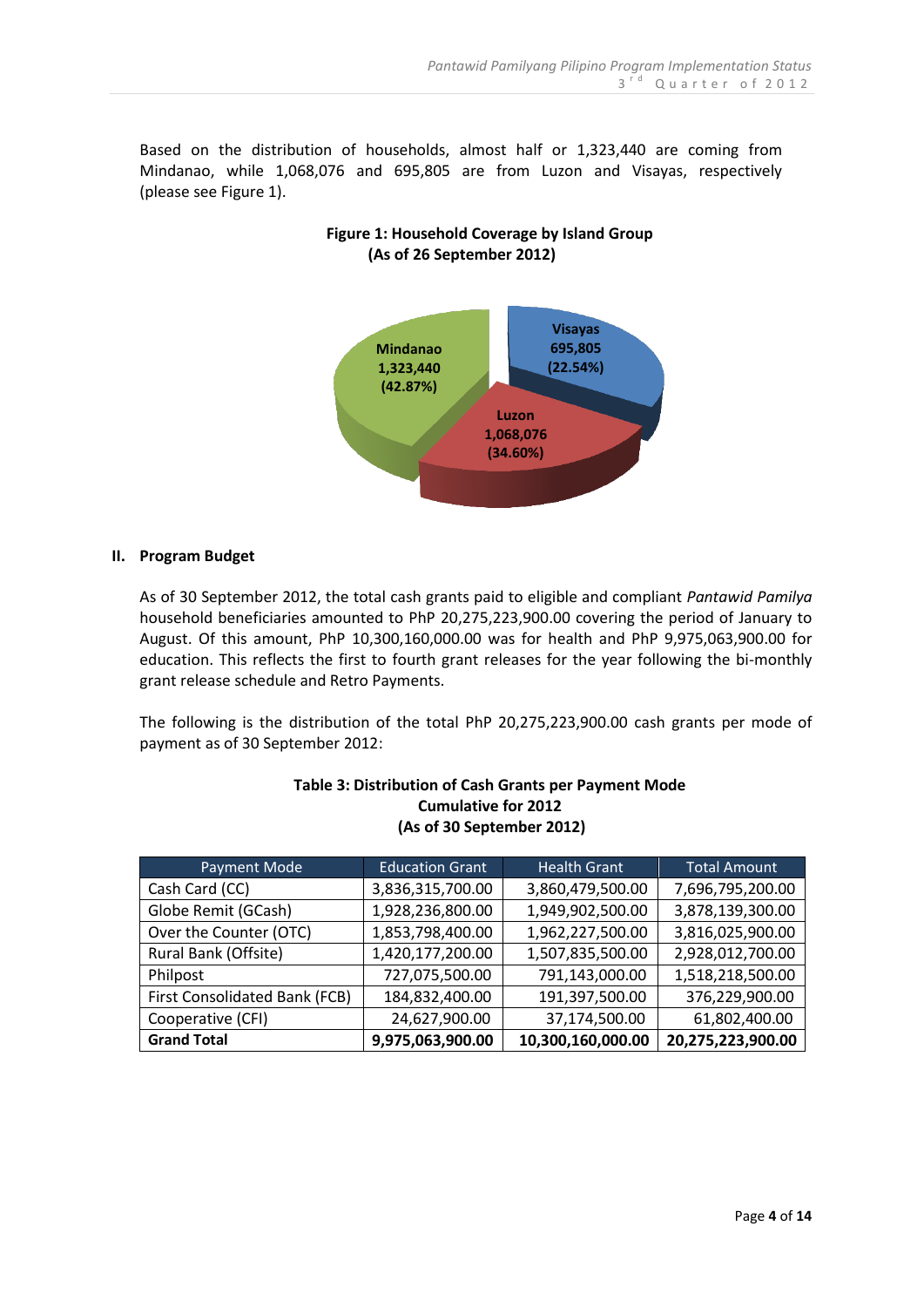Based on the distribution of households, almost half or 1,323,440 are coming from Mindanao, while 1,068,076 and 695,805 are from Luzon and Visayas, respectively (please see Figure 1).

**Figure 1: Household Coverage by Island Group**
**(As of 26 September 2012)**

Mindanao 1,323,440 (42.87%)

Visayas 695,805 (22.54%)

Luzon 1,068,076 (34.60%)

## II. Program Budget

As of 30 September 2012, the total cash grants paid to eligible and compliant *Pantawid Pamilya* household beneficiaries amounted to PhP 20,275,223,900.00 covering the period of January to August. Of this amount, PhP 10,300,160,000.00 was for health and PhP 9,975,063,900.00 for education. This reflects the first to fourth grant releases for the year following the bi-monthly grant release schedule and Retro Payments.

The following is the distribution of the total PhP 20,275,223,900.00 cash grants per mode of payment as of 30 September 2012:

**Table 3: Distribution of Cash Grants per Payment Mode**
**Cumulative for 2012**
**(As of 30 September 2012)**

| Payment Mode | Education Grant | Health Grant | Total Amount |
|---|---|---|---|
| Cash Card (CC) | 3,836,315,700.00 | 3,860,479,500.00 | 7,696,795,200.00 |
| Globe Remit (GCash) | 1,928,236,800.00 | 1,949,902,500.00 | 3,878,139,300.00 |
| Over the Counter (OTC) | 1,853,798,400.00 | 1,962,227,500.00 | 3,816,025,900.00 |
| Rural Bank (Offsite) | 1,420,177,200.00 | 1,507,835,500.00 | 2,928,012,700.00 |
| Philpost | 727,075,500.00 | 791,143,000.00 | 1,518,218,500.00 |
| First Consolidated Bank (FCB) | 184,832,400.00 | 191,397,500.00 | 376,229,900.00 |
| Cooperative (CFI) | 24,627,900.00 | 37,174,500.00 | 61,802,400.00 |
| **Grand Total** | **9,975,063,900.00** | **10,300,160,000.00** | **20,275,223,900.00** |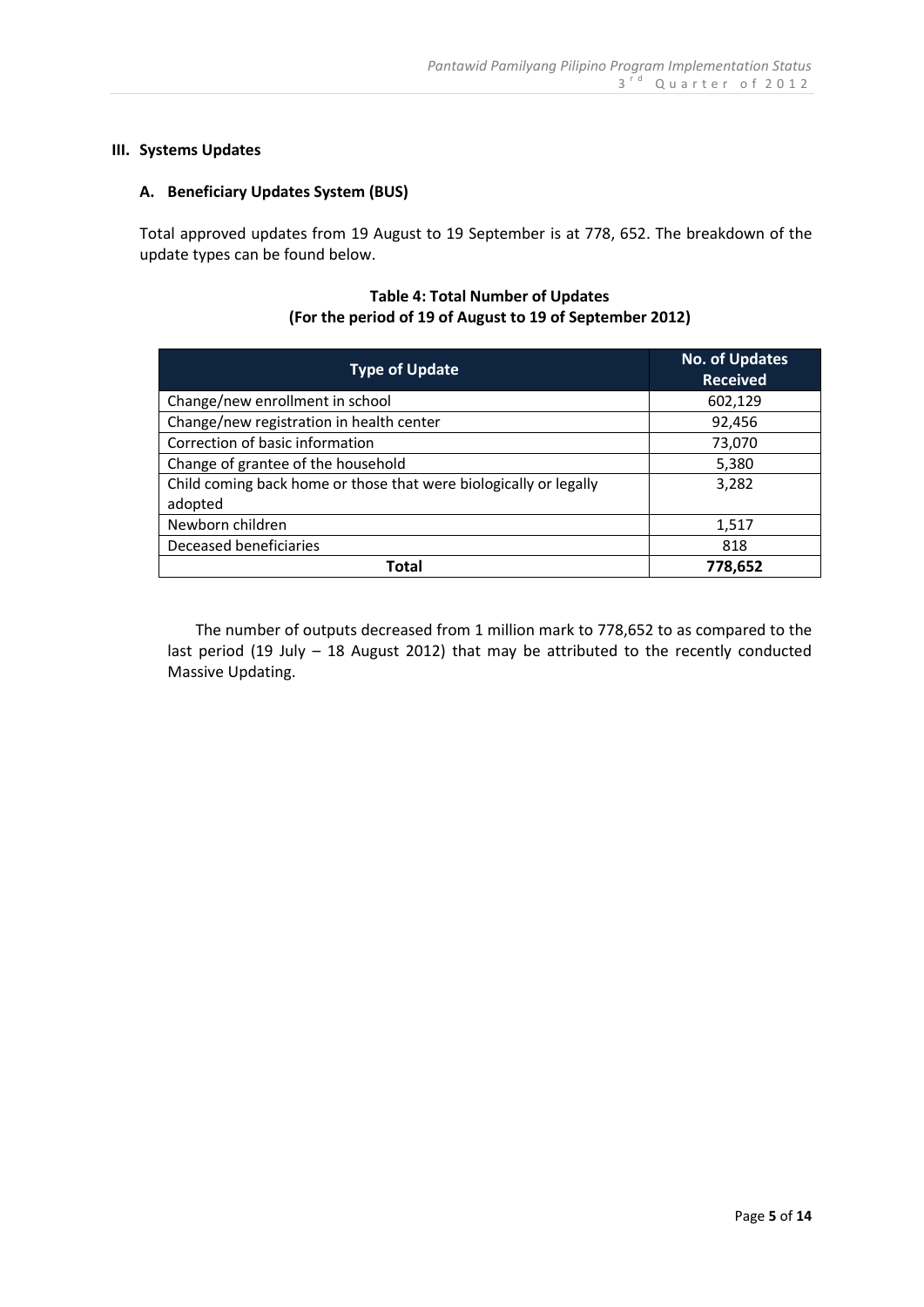## III. Systems Updates

### A. Beneficiary Updates System (BUS)

Total approved updates from 19 August to 19 September is at 778, 652. The breakdown of the update types can be found below.

**Table 4: Total Number of Updates**
**(For the period of 19 of August to 19 of September 2012)**

| Type of Update | No. of Updates Received |
|---|---|
| Change/new enrollment in school | 602,129 |
| Change/new registration in health center | 92,456 |
| Correction of basic information | 73,070 |
| Change of grantee of the household | 5,380 |
| Child coming back home or those that were biologically or legally adopted | 3,282 |
| Newborn children | 1,517 |
| Deceased beneficiaries | 818 |
| **Total** | **778,652** |

The number of outputs decreased from 1 million mark to 778,652 to as compared to the last period (19 July – 18 August 2012) that may be attributed to the recently conducted Massive Updating.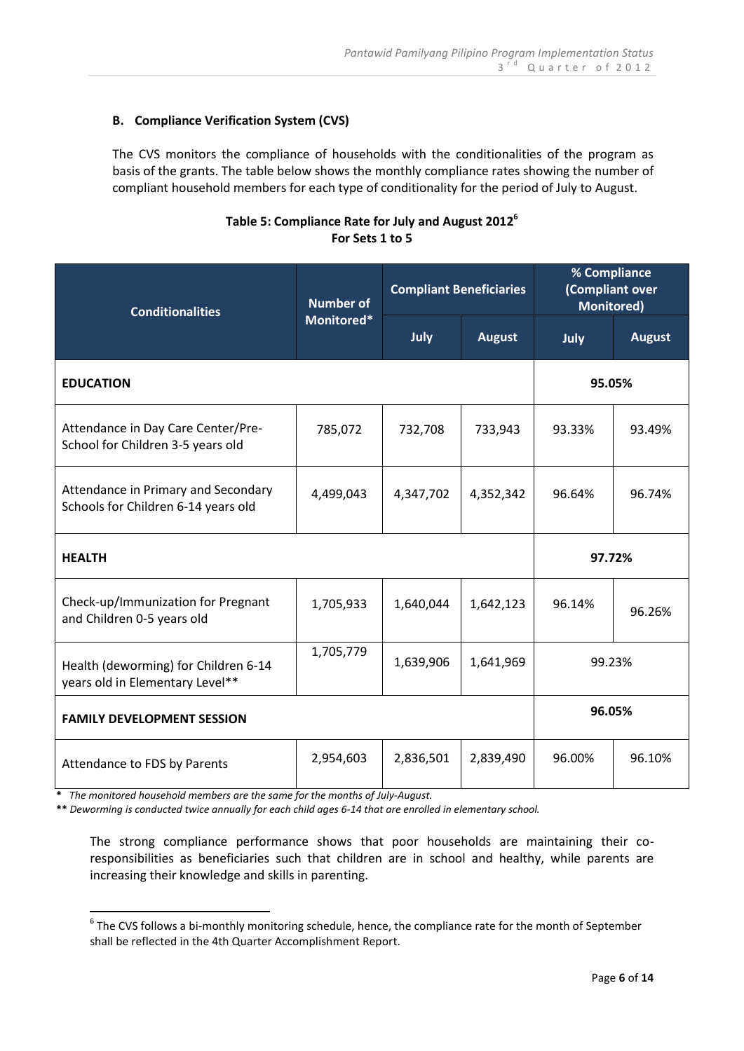### B. Compliance Verification System (CVS)

The CVS monitors the compliance of households with the conditionalities of the program as basis of the grants. The table below shows the monthly compliance rates showing the number of compliant household members for each type of conditionality for the period of July to August.

**Table 5: Compliance Rate for July and August 2012[6]**
**For Sets 1 to 5**

| Conditionalities | Number of Monitored* | Compliant Beneficiaries | | % Compliance (Compliant over Monitored) | |
|---|---|---|---|---|---|
| | | July | August | July | August |
| **EDUCATION** | | | | **95.05%** | |
| Attendance in Day Care Center/Pre-School for Children 3-5 years old | 785,072 | 732,708 | 733,943 | 93.33% | 93.49% |
| Attendance in Primary and Secondary Schools for Children 6-14 years old | 4,499,043 | 4,347,702 | 4,352,342 | 96.64% | 96.74% |
| **HEALTH** | | | | **97.72%** | |
| Check-up/Immunization for Pregnant and Children 0-5 years old | 1,705,933 | 1,640,044 | 1,642,123 | 96.14% | 96.26% |
| Health (deworming) for Children 6-14 years old in Elementary Level** | 1,705,779 | 1,639,906 | 1,641,969 | 99.23% | |
| **FAMILY DEVELOPMENT SESSION** | | | | **96.05%** | |
| Attendance to FDS by Parents | 2,954,603 | 2,836,501 | 2,839,490 | 96.00% | 96.10% |

\* *The monitored household members are the same for the months of July-August.*

\** *Deworming is conducted twice annually for each child ages 6-14 that are enrolled in elementary school.*

The strong compliance performance shows that poor households are maintaining their co-responsibilities as beneficiaries such that children are in school and healthy, while parents are increasing their knowledge and skills in parenting.

[6] The CVS follows a bi-monthly monitoring schedule, hence, the compliance rate for the month of September shall be reflected in the 4th Quarter Accomplishment Report.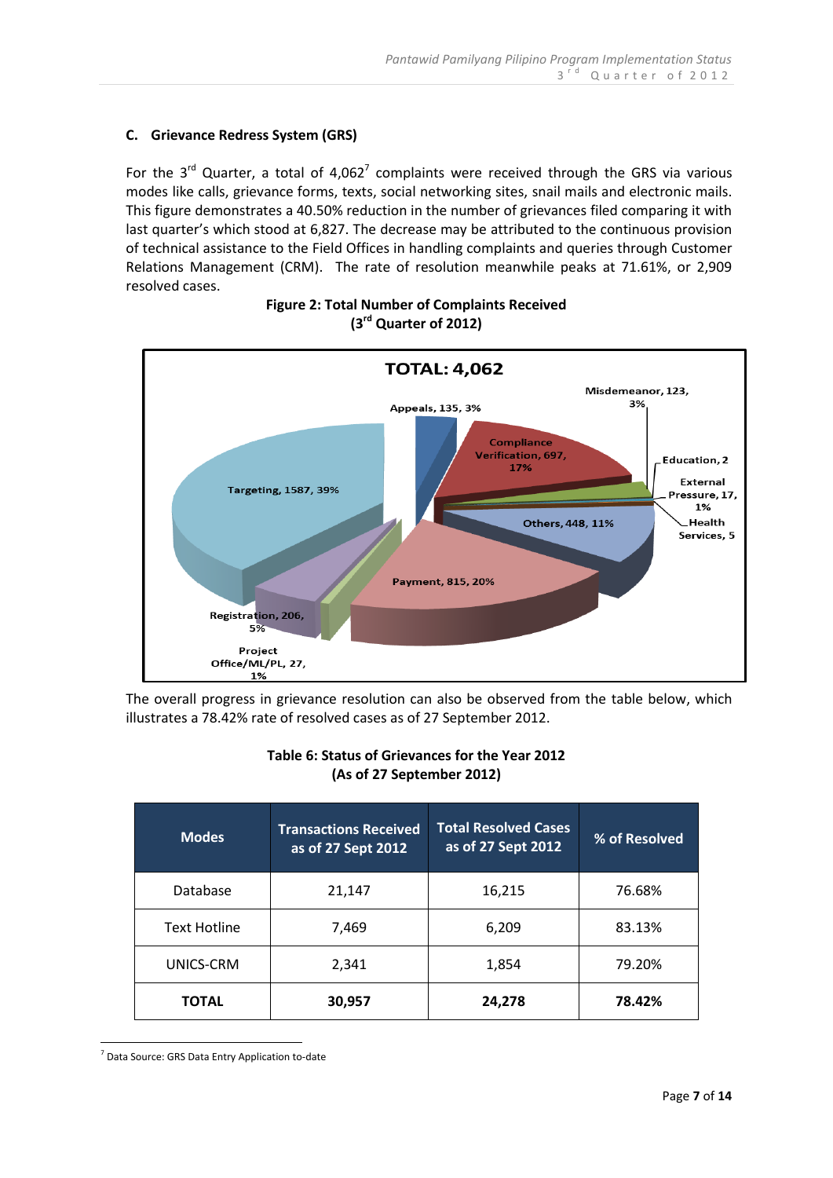### C. Grievance Redress System (GRS)

For the 3rd Quarter, a total of 4,062[7] complaints were received through the GRS via various modes like calls, grievance forms, texts, social networking sites, snail mails and electronic mails. This figure demonstrates a 40.50% reduction in the number of grievances filed comparing it with last quarter's which stood at 6,827. The decrease may be attributed to the continuous provision of technical assistance to the Field Offices in handling complaints and queries through Customer Relations Management (CRM). The rate of resolution meanwhile peaks at 71.61%, or 2,909 resolved cases.

**Figure 2: Total Number of Complaints Received (3rd Quarter of 2012)**

TOTAL: 4,062

- Targeting, 1587, 39%
- Payment, 815, 20%
- Compliance Verification, 697, 17%
- Others, 448, 11%
- Registration, 206, 5%
- Appeals, 135, 3%
- Misdemeanor, 123, 3%
- Project Office/ML/PL, 27, 1%
- External Pressure, 17, 1%
- Health Services, 5
- Education, 2

The overall progress in grievance resolution can also be observed from the table below, which illustrates a 78.42% rate of resolved cases as of 27 September 2012.

**Table 6: Status of Grievances for the Year 2012 (As of 27 September 2012)**

| Modes | Transactions Received as of 27 Sept 2012 | Total Resolved Cases as of 27 Sept 2012 | % of Resolved |
|---|---|---|---|
| Database | 21,147 | 16,215 | 76.68% |
| Text Hotline | 7,469 | 6,209 | 83.13% |
| UNICS-CRM | 2,341 | 1,854 | 79.20% |
| **TOTAL** | **30,957** | **24,278** | **78.42%** |

[7] Data Source: GRS Data Entry Application to-date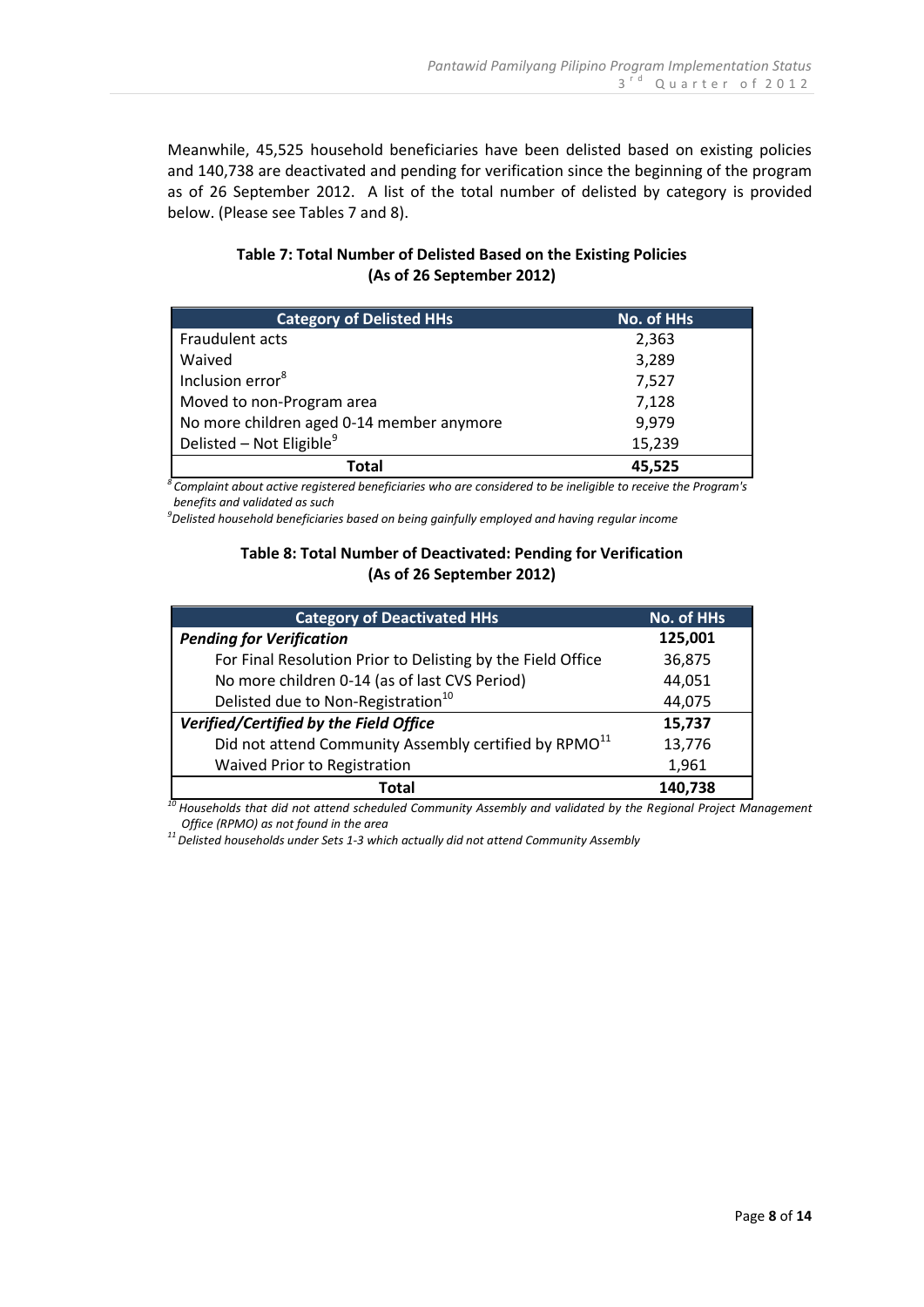Meanwhile, 45,525 household beneficiaries have been delisted based on existing policies and 140,738 are deactivated and pending for verification since the beginning of the program as of 26 September 2012. A list of the total number of delisted by category is provided below. (Please see Tables 7 and 8).

**Table 7: Total Number of Delisted Based on the Existing Policies (As of 26 September 2012)**

| Category of Delisted HHs | No. of HHs |
|---|---|
| Fraudulent acts | 2,363 |
| Waived | 3,289 |
| Inclusion error[8] | 7,527 |
| Moved to non-Program area | 7,128 |
| No more children aged 0-14 member anymore | 9,979 |
| Delisted – Not Eligible[9] | 15,239 |
| **Total** | **45,525** |

*[8] Complaint about active registered beneficiaries who are considered to be ineligible to receive the Program's benefits and validated as such*

*[9] Delisted household beneficiaries based on being gainfully employed and having regular income*

**Table 8: Total Number of Deactivated: Pending for Verification (As of 26 September 2012)**

| Category of Deactivated HHs | No. of HHs |
|---|---|
| ***Pending for Verification*** | **125,001** |
| For Final Resolution Prior to Delisting by the Field Office | 36,875 |
| No more children 0-14 (as of last CVS Period) | 44,051 |
| Delisted due to Non-Registration[10] | 44,075 |
| ***Verified/Certified by the Field Office*** | **15,737** |
| Did not attend Community Assembly certified by RPMO[11] | 13,776 |
| Waived Prior to Registration | 1,961 |
| **Total** | **140,738** |

*[10] Households that did not attend scheduled Community Assembly and validated by the Regional Project Management Office (RPMO) as not found in the area*

*[11] Delisted households under Sets 1-3 which actually did not attend Community Assembly*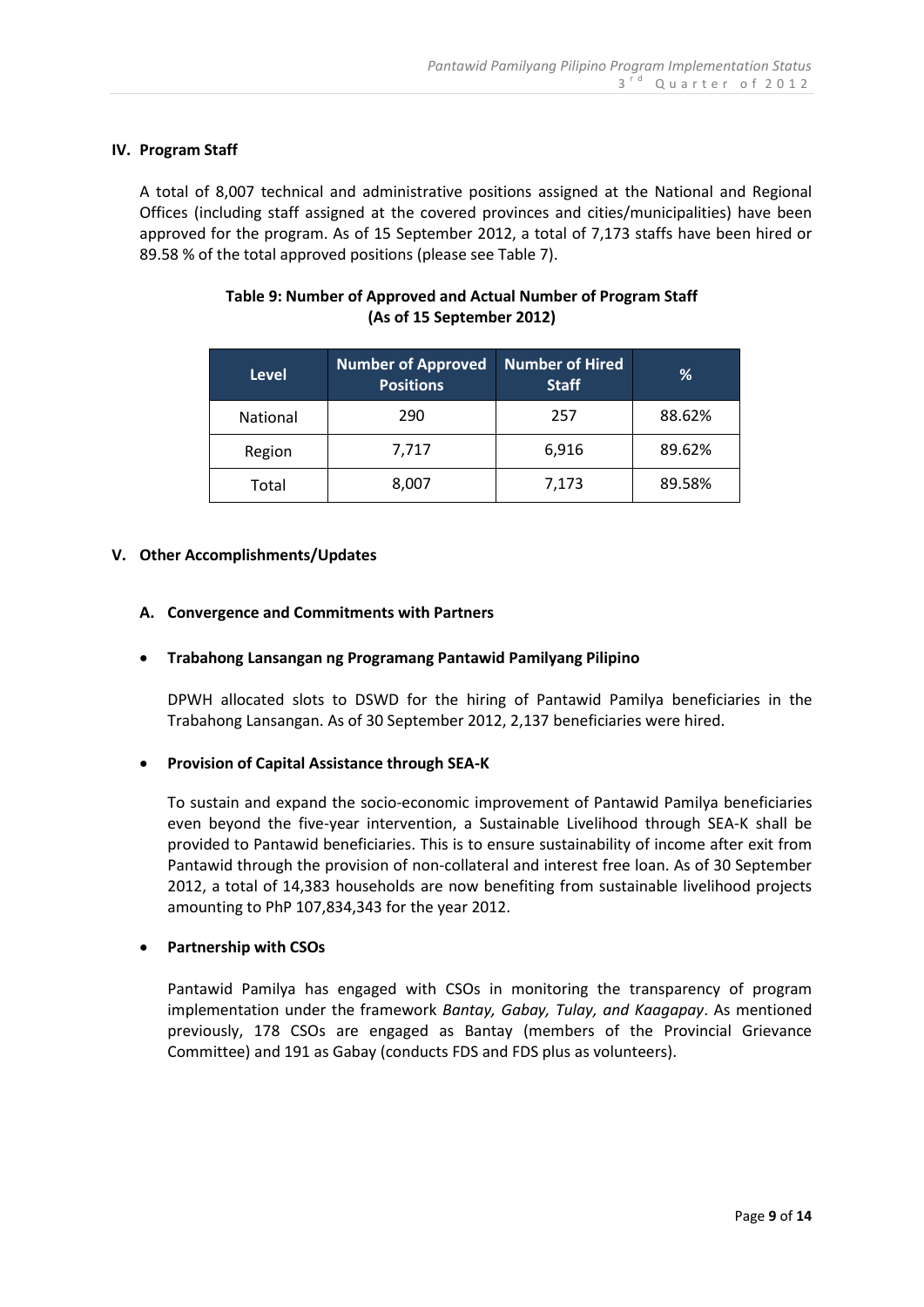## IV. Program Staff

A total of 8,007 technical and administrative positions assigned at the National and Regional Offices (including staff assigned at the covered provinces and cities/municipalities) have been approved for the program. As of 15 September 2012, a total of 7,173 staffs have been hired or 89.58 % of the total approved positions (please see Table 7).

**Table 9: Number of Approved and Actual Number of Program Staff (As of 15 September 2012)**

| Level | Number of Approved Positions | Number of Hired Staff | % |
|---|---|---|---|
| National | 290 | 257 | 88.62% |
| Region | 7,717 | 6,916 | 89.62% |
| Total | 8,007 | 7,173 | 89.58% |

## V. Other Accomplishments/Updates

### A. Convergence and Commitments with Partners

- **Trabahong Lansangan ng Programang Pantawid Pamilyang Pilipino**

  DPWH allocated slots to DSWD for the hiring of Pantawid Pamilya beneficiaries in the Trabahong Lansangan. As of 30 September 2012, 2,137 beneficiaries were hired.

- **Provision of Capital Assistance through SEA-K**

  To sustain and expand the socio-economic improvement of Pantawid Pamilya beneficiaries even beyond the five-year intervention, a Sustainable Livelihood through SEA-K shall be provided to Pantawid beneficiaries. This is to ensure sustainability of income after exit from Pantawid through the provision of non-collateral and interest free loan. As of 30 September 2012, a total of 14,383 households are now benefiting from sustainable livelihood projects amounting to PhP 107,834,343 for the year 2012.

- **Partnership with CSOs**

  Pantawid Pamilya has engaged with CSOs in monitoring the transparency of program implementation under the framework *Bantay, Gabay, Tulay, and Kaagapay*. As mentioned previously, 178 CSOs are engaged as Bantay (members of the Provincial Grievance Committee) and 191 as Gabay (conducts FDS and FDS plus as volunteers).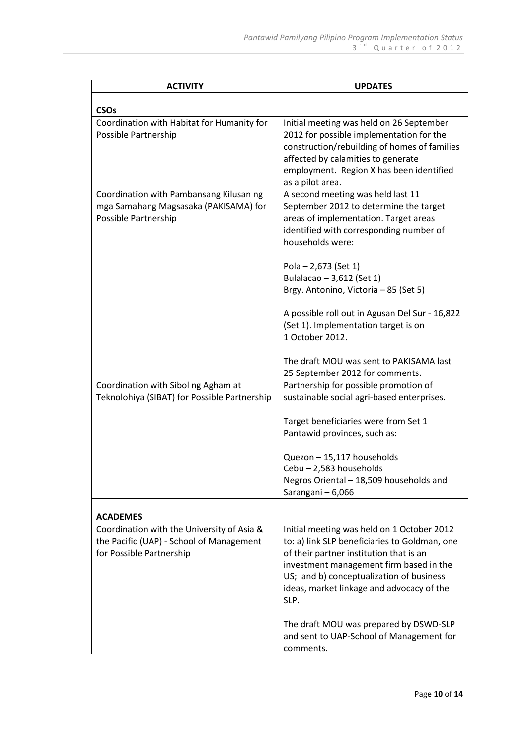| ACTIVITY | UPDATES |
|---|---|
| **CSOs** | |
| Coordination with Habitat for Humanity for Possible Partnership | Initial meeting was held on 26 September 2012 for possible implementation for the construction/rebuilding of homes of families affected by calamities to generate employment. Region X has been identified as a pilot area. |
| Coordination with Pambansang Kilusan ng mga Samahang Magsasaka (PAKISAMA) for Possible Partnership | A second meeting was held last 11 September 2012 to determine the target areas of implementation. Target areas identified with corresponding number of households were:<br><br>Pola – 2,673 (Set 1)<br>Bulalacao – 3,612 (Set 1)<br>Brgy. Antonino, Victoria – 85 (Set 5)<br><br>A possible roll out in Agusan Del Sur - 16,822 (Set 1). Implementation target is on 1 October 2012.<br><br>The draft MOU was sent to PAKISAMA last 25 September 2012 for comments. |
| Coordination with Sibol ng Agham at Teknolohiya (SIBAT) for Possible Partnership | Partnership for possible promotion of sustainable social agri-based enterprises.<br><br>Target beneficiaries were from Set 1 Pantawid provinces, such as:<br><br>Quezon – 15,117 households<br>Cebu – 2,583 households<br>Negros Oriental – 18,509 households and<br>Sarangani – 6,066 |
| **ACADEMES** | |
| Coordination with the University of Asia & the Pacific (UAP) - School of Management for Possible Partnership | Initial meeting was held on 1 October 2012 to: a) link SLP beneficiaries to Goldman, one of their partner institution that is an investment management firm based in the US; and b) conceptualization of business ideas, market linkage and advocacy of the SLP.<br><br>The draft MOU was prepared by DSWD-SLP and sent to UAP-School of Management for comments. |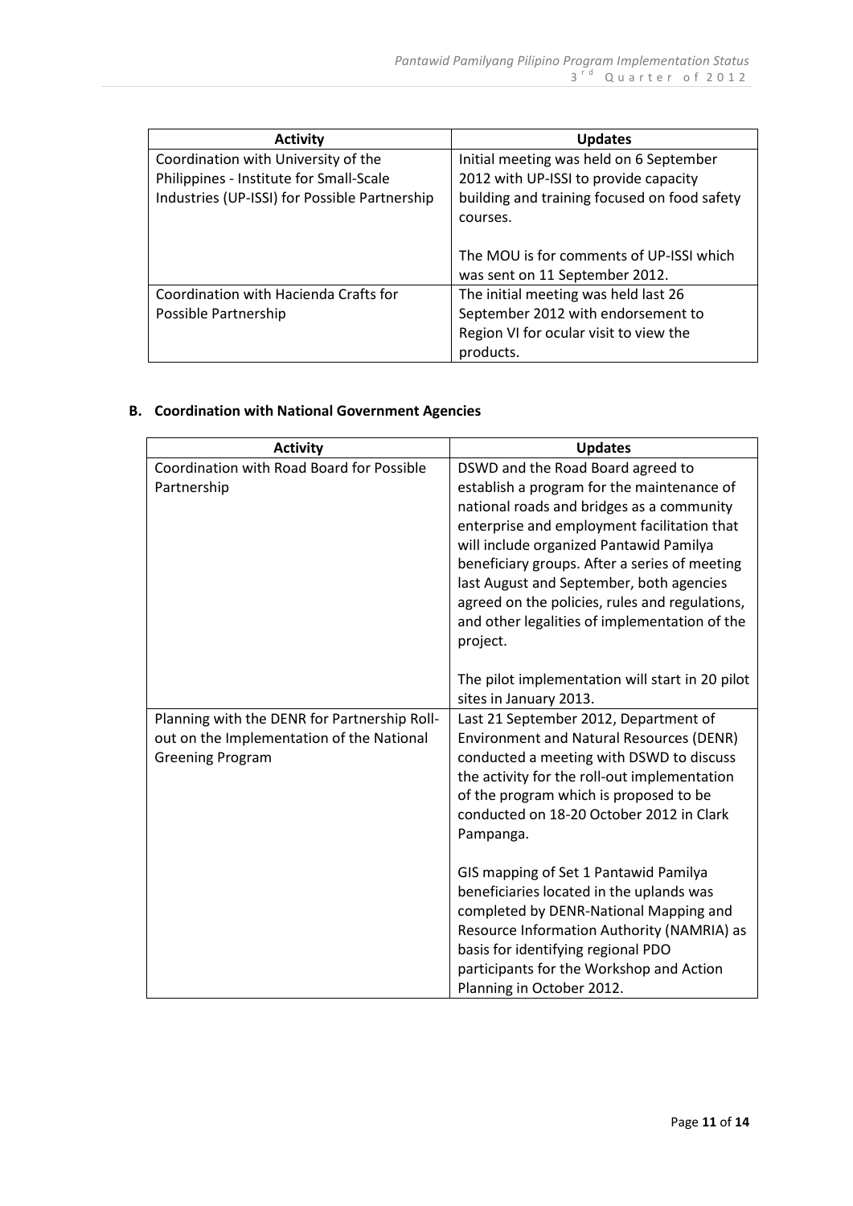| Activity | Updates |
|---|---|
| Coordination with University of the Philippines - Institute for Small-Scale Industries (UP-ISSI) for Possible Partnership | Initial meeting was held on 6 September 2012 with UP-ISSI to provide capacity building and training focused on food safety courses.<br><br>The MOU is for comments of UP-ISSI which was sent on 11 September 2012. |
| Coordination with Hacienda Crafts for Possible Partnership | The initial meeting was held last 26 September 2012 with endorsement to Region VI for ocular visit to view the products. |

**B. Coordination with National Government Agencies**

| Activity | Updates |
|---|---|
| Coordination with Road Board for Possible Partnership | DSWD and the Road Board agreed to establish a program for the maintenance of national roads and bridges as a community enterprise and employment facilitation that will include organized Pantawid Pamilya beneficiary groups. After a series of meeting last August and September, both agencies agreed on the policies, rules and regulations, and other legalities of implementation of the project.<br><br>The pilot implementation will start in 20 pilot sites in January 2013. |
| Planning with the DENR for Partnership Roll-out on the Implementation of the National Greening Program | Last 21 September 2012, Department of Environment and Natural Resources (DENR) conducted a meeting with DSWD to discuss the activity for the roll-out implementation of the program which is proposed to be conducted on 18-20 October 2012 in Clark Pampanga.<br><br>GIS mapping of Set 1 Pantawid Pamilya beneficiaries located in the uplands was completed by DENR-National Mapping and Resource Information Authority (NAMRIA) as basis for identifying regional PDO participants for the Workshop and Action Planning in October 2012. |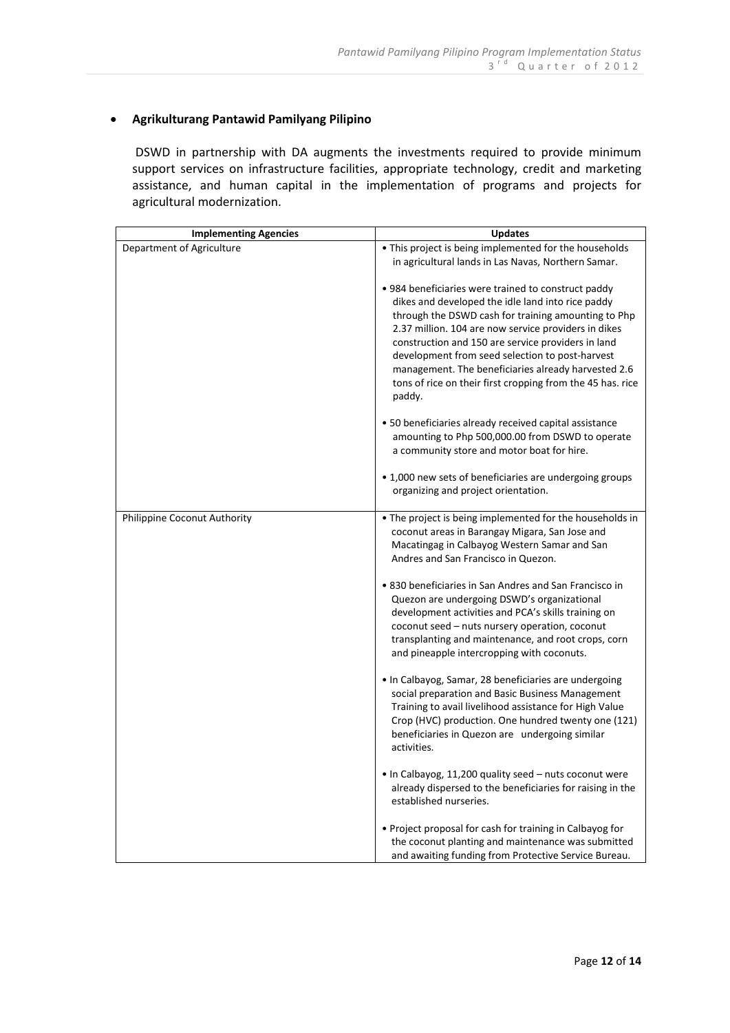- **Agrikulturang Pantawid Pamilyang Pilipino**

  DSWD in partnership with DA augments the investments required to provide minimum support services on infrastructure facilities, appropriate technology, credit and marketing assistance, and human capital in the implementation of programs and projects for agricultural modernization.

| Implementing Agencies | Updates |
|---|---|
| Department of Agriculture | • This project is being implemented for the households in agricultural lands in Las Navas, Northern Samar.<br><br>• 984 beneficiaries were trained to construct paddy dikes and developed the idle land into rice paddy through the DSWD cash for training amounting to Php 2.37 million. 104 are now service providers in dikes construction and 150 are service providers in land development from seed selection to post-harvest management. The beneficiaries already harvested 2.6 tons of rice on their first cropping from the 45 has. rice paddy.<br><br>• 50 beneficiaries already received capital assistance amounting to Php 500,000.00 from DSWD to operate a community store and motor boat for hire.<br><br>• 1,000 new sets of beneficiaries are undergoing groups organizing and project orientation. |
| Philippine Coconut Authority | • The project is being implemented for the households in coconut areas in Barangay Migara, San Jose and Macatingag in Calbayog Western Samar and San Andres and San Francisco in Quezon.<br><br>• 830 beneficiaries in San Andres and San Francisco in Quezon are undergoing DSWD's organizational development activities and PCA's skills training on coconut seed – nuts nursery operation, coconut transplanting and maintenance, and root crops, corn and pineapple intercropping with coconuts.<br><br>• In Calbayog, Samar, 28 beneficiaries are undergoing social preparation and Basic Business Management Training to avail livelihood assistance for High Value Crop (HVC) production. One hundred twenty one (121) beneficiaries in Quezon are undergoing similar activities.<br><br>• In Calbayog, 11,200 quality seed – nuts coconut were already dispersed to the beneficiaries for raising in the established nurseries.<br><br>• Project proposal for cash for training in Calbayog for the coconut planting and maintenance was submitted and awaiting funding from Protective Service Bureau. |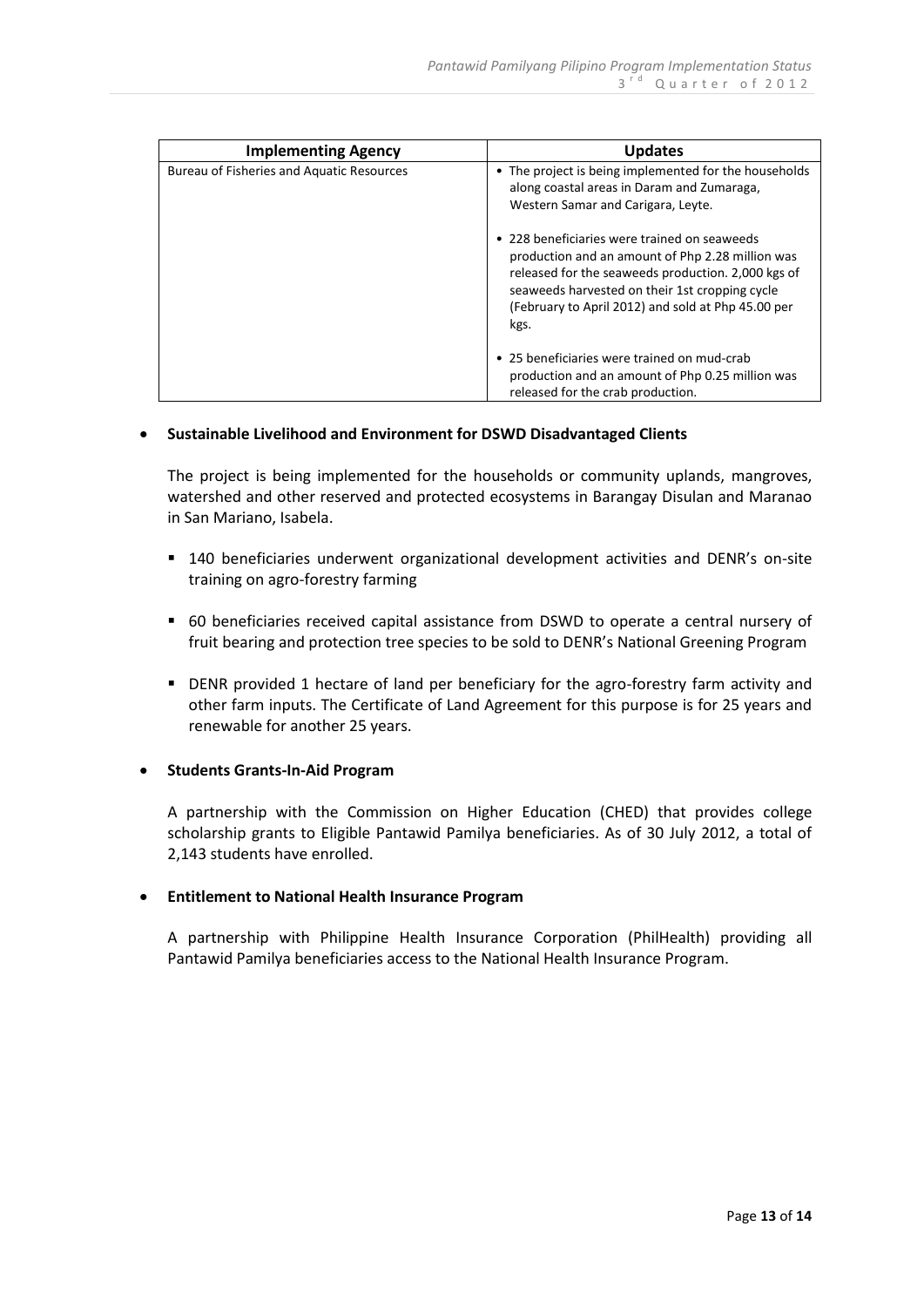| Implementing Agency | Updates |
|---|---|
| Bureau of Fisheries and Aquatic Resources | • The project is being implemented for the households along coastal areas in Daram and Zumaraga, Western Samar and Carigara, Leyte.<br><br>• 228 beneficiaries were trained on seaweeds production and an amount of Php 2.28 million was released for the seaweeds production. 2,000 kgs of seaweeds harvested on their 1st cropping cycle (February to April 2012) and sold at Php 45.00 per kgs.<br><br>• 25 beneficiaries were trained on mud-crab production and an amount of Php 0.25 million was released for the crab production. |

- **Sustainable Livelihood and Environment for DSWD Disadvantaged Clients**

  The project is being implemented for the households or community uplands, mangroves, watershed and other reserved and protected ecosystems in Barangay Disulan and Maranao in San Mariano, Isabela.

  - 140 beneficiaries underwent organizational development activities and DENR's on-site training on agro-forestry farming
  - 60 beneficiaries received capital assistance from DSWD to operate a central nursery of fruit bearing and protection tree species to be sold to DENR's National Greening Program
  - DENR provided 1 hectare of land per beneficiary for the agro-forestry farm activity and other farm inputs. The Certificate of Land Agreement for this purpose is for 25 years and renewable for another 25 years.

- **Students Grants-In-Aid Program**

  A partnership with the Commission on Higher Education (CHED) that provides college scholarship grants to Eligible Pantawid Pamilya beneficiaries. As of 30 July 2012, a total of 2,143 students have enrolled.

- **Entitlement to National Health Insurance Program**

  A partnership with Philippine Health Insurance Corporation (PhilHealth) providing all Pantawid Pamilya beneficiaries access to the National Health Insurance Program.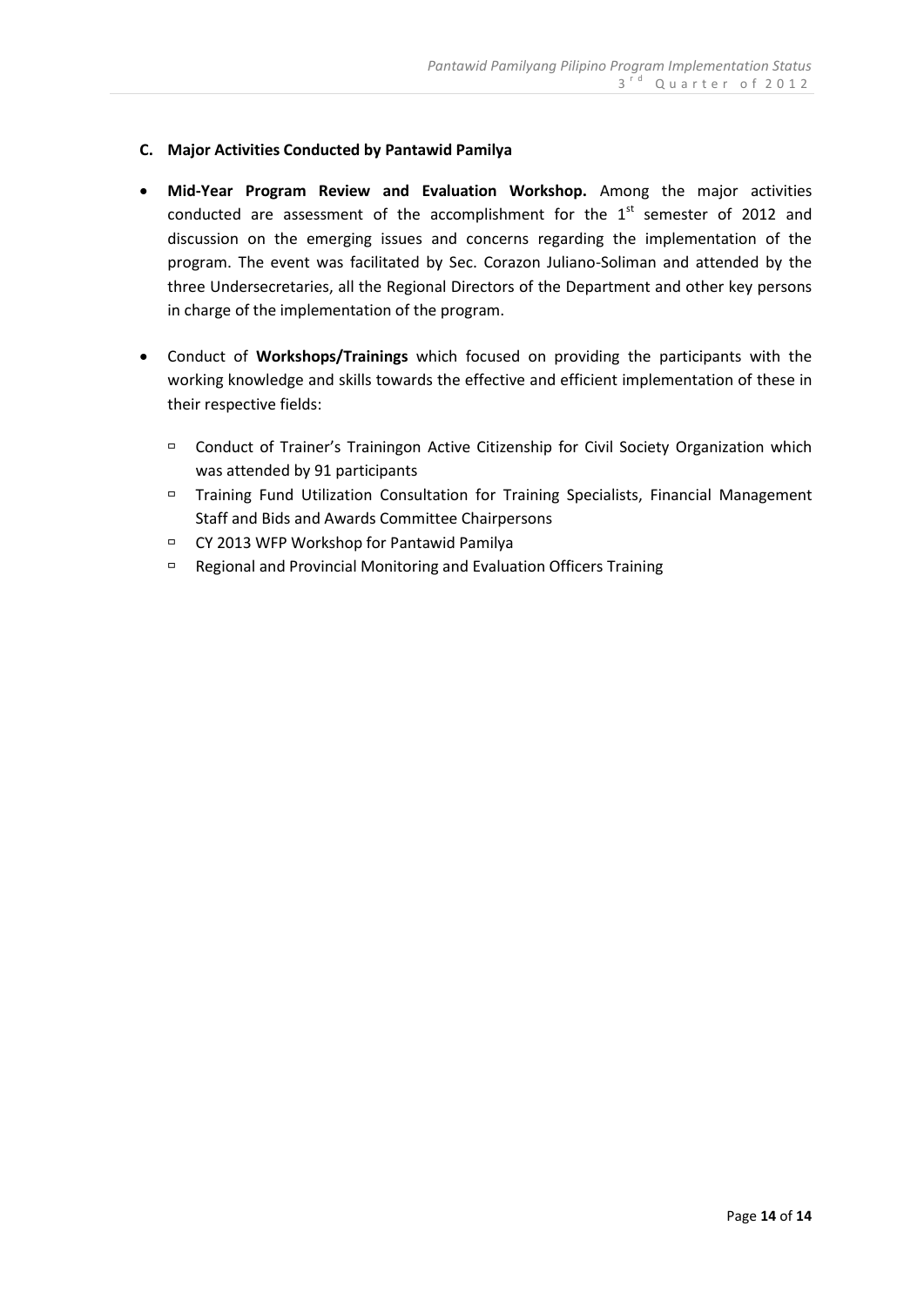### C. Major Activities Conducted by Pantawid Pamilya

- **Mid-Year Program Review and Evaluation Workshop.** Among the major activities conducted are assessment of the accomplishment for the 1st semester of 2012 and discussion on the emerging issues and concerns regarding the implementation of the program. The event was facilitated by Sec. Corazon Juliano-Soliman and attended by the three Undersecretaries, all the Regional Directors of the Department and other key persons in charge of the implementation of the program.

- Conduct of **Workshops/Trainings** which focused on providing the participants with the working knowledge and skills towards the effective and efficient implementation of these in their respective fields:
  - Conduct of Trainer's Trainingon Active Citizenship for Civil Society Organization which was attended by 91 participants
  - Training Fund Utilization Consultation for Training Specialists, Financial Management Staff and Bids and Awards Committee Chairpersons
  - CY 2013 WFP Workshop for Pantawid Pamilya
  - Regional and Provincial Monitoring and Evaluation Officers Training